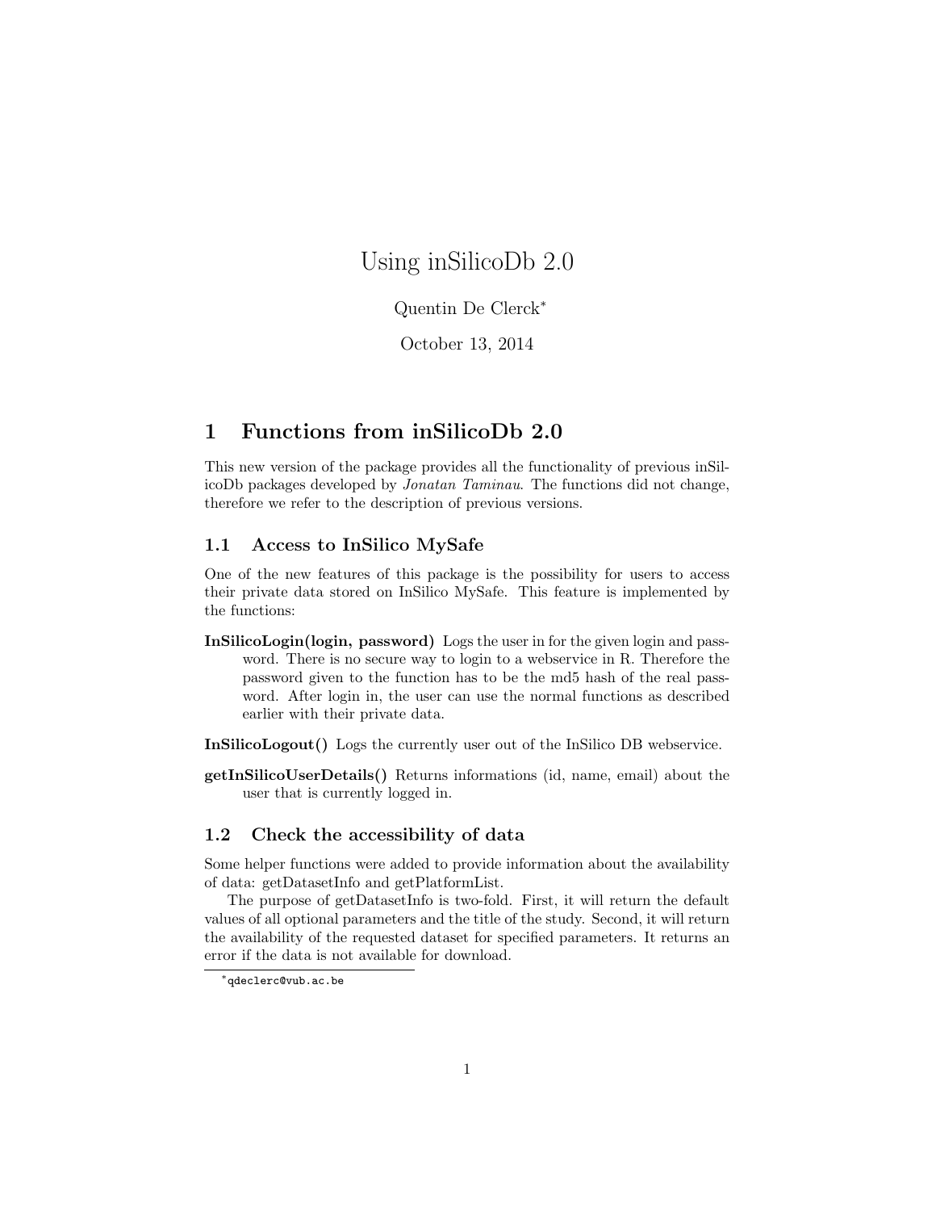# Using inSilicoDb 2.0

Quentin De Clerck*

October 13, 2014

## 1 Functions from inSilicoDb 2.0

This new version of the package provides all the functionality of previous inSilicoDb packages developed by *Jonatan Taminau*. The functions did not change, therefore we refer to the description of previous versions.

### 1.1 Access to InSilico MySafe

One of the new features of this package is the possibility for users to access their private data stored on InSilico MySafe. This feature is implemented by the functions:

**InSilicoLogin(login, password)** Logs the user in for the given login and password. There is no secure way to login to a webservice in R. Therefore the password given to the function has to be the md5 hash of the real password. After login in, the user can use the normal functions as described earlier with their private data.

**InSilicoLogout()** Logs the currently user out of the InSilico DB webservice.

**getInSilicoUserDetails()** Returns informations (id, name, email) about the user that is currently logged in.

### 1.2 Check the accessibility of data

Some helper functions were added to provide information about the availability of data: getDatasetInfo and getPlatformList.

The purpose of getDatasetInfo is two-fold. First, it will return the default values of all optional parameters and the title of the study. Second, it will return the availability of the requested dataset for specified parameters. It returns an error if the data is not available for download.

*qdeclerc@vub.ac.be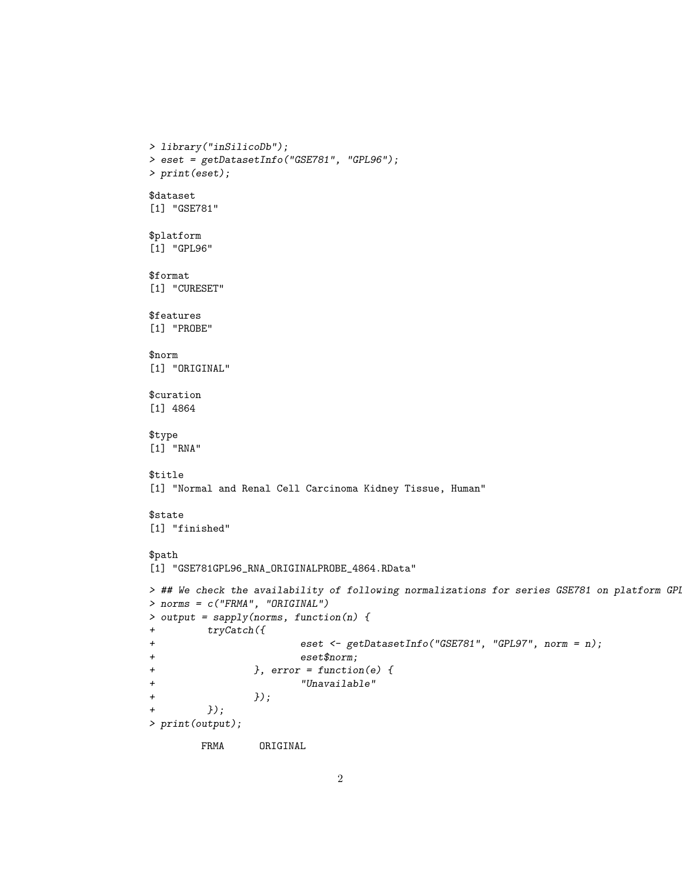```
> library("inSilicoDb");
> eset = getDatasetInfo("GSE781", "GPL96");
> print(eset);

$dataset
[1] "GSE781"

$platform
[1] "GPL96"

$format
[1] "CURESET"

$features
[1] "PROBE"

$norm
[1] "ORIGINAL"

$curation
[1] 4864

$type
[1] "RNA"

$title
[1] "Normal and Renal Cell Carcinoma Kidney Tissue, Human"

$state
[1] "finished"

$path
[1] "GSE781GPL96_RNA_ORIGINALPROBE_4864.RData"

> ## We check the availability of following normalizations for series GSE781 on platform GPL
> norms = c("FRMA", "ORIGINAL")
> output = sapply(norms, function(n) {
+         tryCatch({
+                         eset <- getDatasetInfo("GSE781", "GPL97", norm = n);
+                         eset$norm;
+                 }, error = function(e) {
+                         "Unavailable"
+                 });
+         });
> print(output);

        FRMA      ORIGINAL
```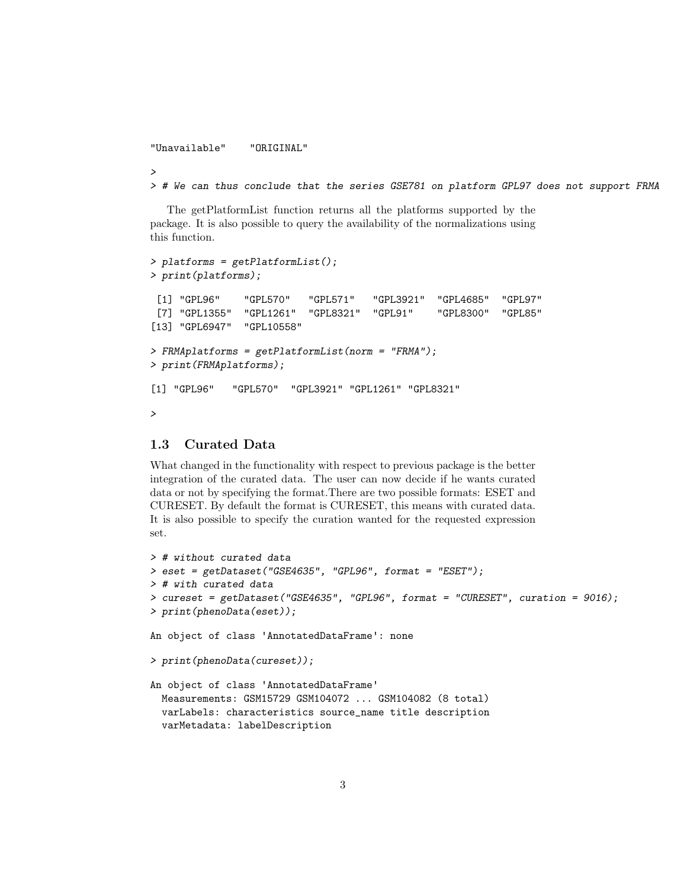```
"Unavailable"    "ORIGINAL"

>
> # We can thus conclude that the series GSE781 on platform GPL97 does not support FRMA
```

The getPlatformList function returns all the platforms supported by the package. It is also possible to query the availability of the normalizations using this function.

```
> platforms = getPlatformList();
> print(platforms);

 [1] "GPL96"    "GPL570"   "GPL571"   "GPL3921"  "GPL4685"  "GPL97"
 [7] "GPL1355"  "GPL1261"  "GPL8321"  "GPL91"    "GPL8300"  "GPL85"
[13] "GPL6947"  "GPL10558"

> FRMAplatforms = getPlatformList(norm = "FRMA");
> print(FRMAplatforms);

[1] "GPL96"   "GPL570"  "GPL3921" "GPL1261" "GPL8321"

>
```

### 1.3 Curated Data

What changed in the functionality with respect to previous package is the better integration of the curated data. The user can now decide if he wants curated data or not by specifying the format.There are two possible formats: ESET and CURESET. By default the format is CURESET, this means with curated data. It is also possible to specify the curation wanted for the requested expression set.

```
> # without curated data
> eset = getDataset("GSE4635", "GPL96", format = "ESET");
> # with curated data
> cureset = getDataset("GSE4635", "GPL96", format = "CURESET", curation = 9016);
> print(phenoData(eset));

An object of class 'AnnotatedDataFrame': none

> print(phenoData(cureset));

An object of class 'AnnotatedDataFrame'
  Measurements: GSM15729 GSM104072 ... GSM104082 (8 total)
  varLabels: characteristics source_name title description
  varMetadata: labelDescription
```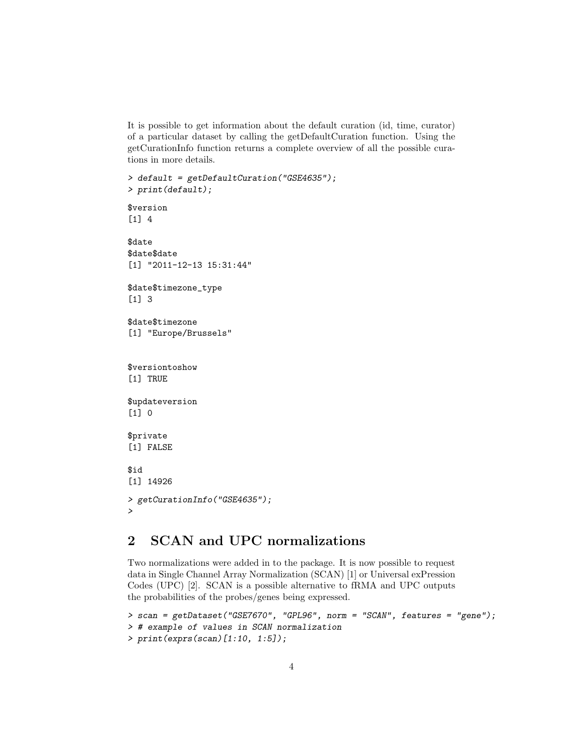It is possible to get information about the default curation (id, time, curator) of a particular dataset by calling the getDefaultCuration function. Using the getCurationInfo function returns a complete overview of all the possible curations in more details.

```
> default = getDefaultCuration("GSE4635");
> print(default);

$version
[1] 4

$date
$date$date
[1] "2011-12-13 15:31:44"

$date$timezone_type
[1] 3

$date$timezone
[1] "Europe/Brussels"


$versiontoshow
[1] TRUE

$updateversion
[1] 0

$private
[1] FALSE

$id
[1] 14926

> getCurationInfo("GSE4635");
>
```

## 2 SCAN and UPC normalizations

Two normalizations were added in to the package. It is now possible to request data in Single Channel Array Normalization (SCAN) [1] or Universal exPression Codes (UPC) [2]. SCAN is a possible alternative to fRMA and UPC outputs the probabilities of the probes/genes being expressed.

```
> scan = getDataset("GSE7670", "GPL96", norm = "SCAN", features = "gene");
> # example of values in SCAN normalization
> print(exprs(scan)[1:10, 1:5]);
```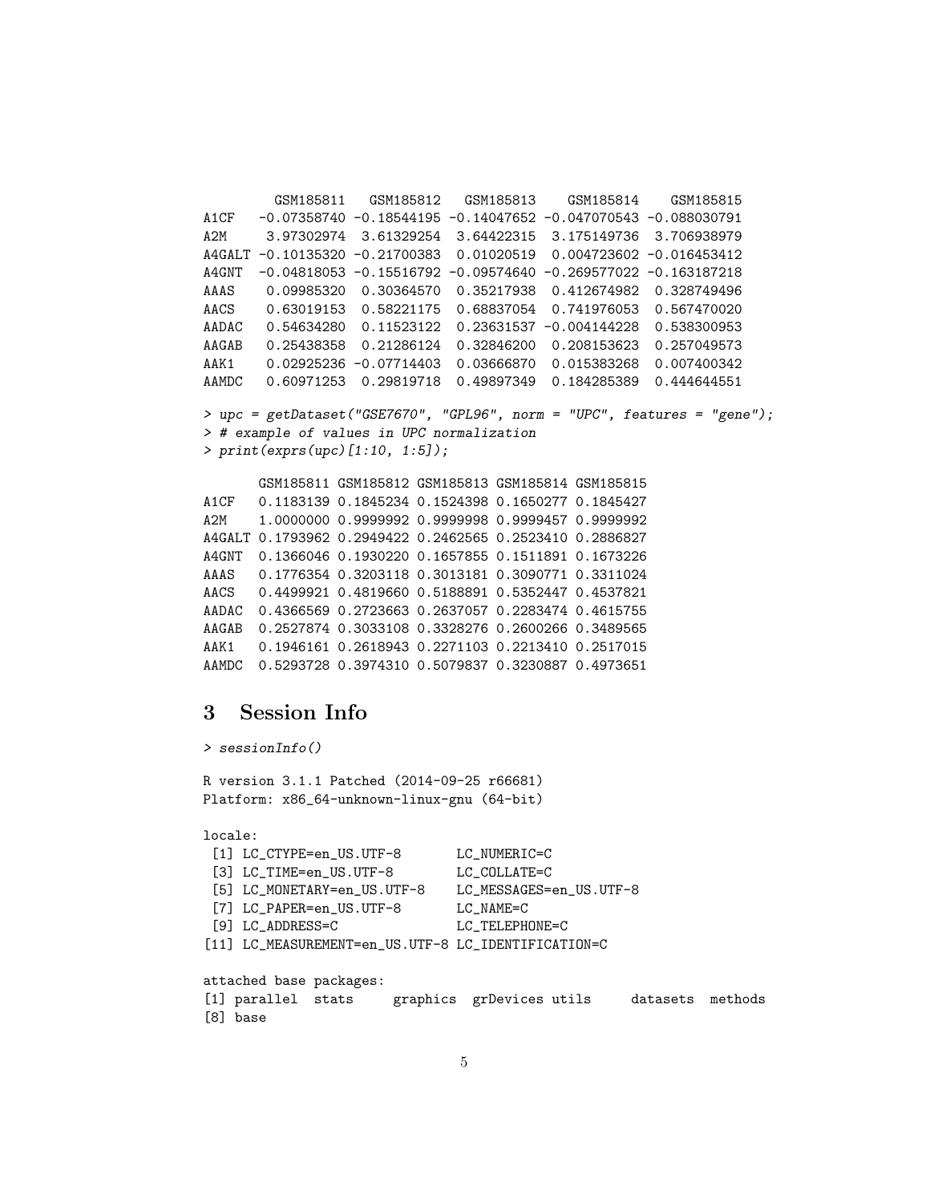```
       GSM185811   GSM185812   GSM185813    GSM185814    GSM185815
A1CF   -0.07358740 -0.18544195 -0.14047652 -0.047070543 -0.088030791
A2M     3.97302974  3.61329254  3.64422315  3.175149736  3.706938979
A4GALT -0.10135320 -0.21700383  0.01020519  0.004723602 -0.016453412
A4GNT  -0.04818053 -0.15516792 -0.09574640 -0.269577022 -0.163187218
AAAS    0.09985320  0.30364570  0.35217938  0.412674982  0.328749496
AACS    0.63019153  0.58221175  0.68837054  0.741976053  0.567470020
AADAC   0.54634280  0.11523122  0.23631537 -0.004144228  0.538300953
AAGAB   0.25438358  0.21286124  0.32846200  0.208153623  0.257049573
AAK1    0.02925236 -0.07714403  0.03666870  0.015383268  0.007400342
AAMDC   0.60971253  0.29819718  0.49897349  0.184285389  0.444644551
```

```
> upc = getDataset("GSE7670", "GPL96", norm = "UPC", features = "gene");
> # example of values in UPC normalization
> print(exprs(upc)[1:10, 1:5]);
```

```
       GSM185811 GSM185812 GSM185813 GSM185814 GSM185815
A1CF   0.1183139 0.1845234 0.1524398 0.1650277 0.1845427
A2M    1.0000000 0.9999992 0.9999998 0.9999457 0.9999992
A4GALT 0.1793962 0.2949422 0.2462565 0.2523410 0.2886827
A4GNT  0.1366046 0.1930220 0.1657855 0.1511891 0.1673226
AAAS   0.1776354 0.3203118 0.3013181 0.3090771 0.3311024
AACS   0.4499921 0.4819660 0.5188891 0.5352447 0.4537821
AADAC  0.4366569 0.2723663 0.2637057 0.2283474 0.4615755
AAGAB  0.2527874 0.3033108 0.3328276 0.2600266 0.3489565
AAK1   0.1946161 0.2618943 0.2271103 0.2213410 0.2517015
AAMDC  0.5293728 0.3974310 0.5079837 0.3230887 0.4973651
```

## 3 Session Info

```
> sessionInfo()
```

```
R version 3.1.1 Patched (2014-09-25 r66681)
Platform: x86_64-unknown-linux-gnu (64-bit)

locale:
 [1] LC_CTYPE=en_US.UTF-8       LC_NUMERIC=C
 [3] LC_TIME=en_US.UTF-8        LC_COLLATE=C
 [5] LC_MONETARY=en_US.UTF-8    LC_MESSAGES=en_US.UTF-8
 [7] LC_PAPER=en_US.UTF-8       LC_NAME=C
 [9] LC_ADDRESS=C               LC_TELEPHONE=C
[11] LC_MEASUREMENT=en_US.UTF-8 LC_IDENTIFICATION=C

attached base packages:
[1] parallel  stats     graphics  grDevices utils     datasets  methods
[8] base
```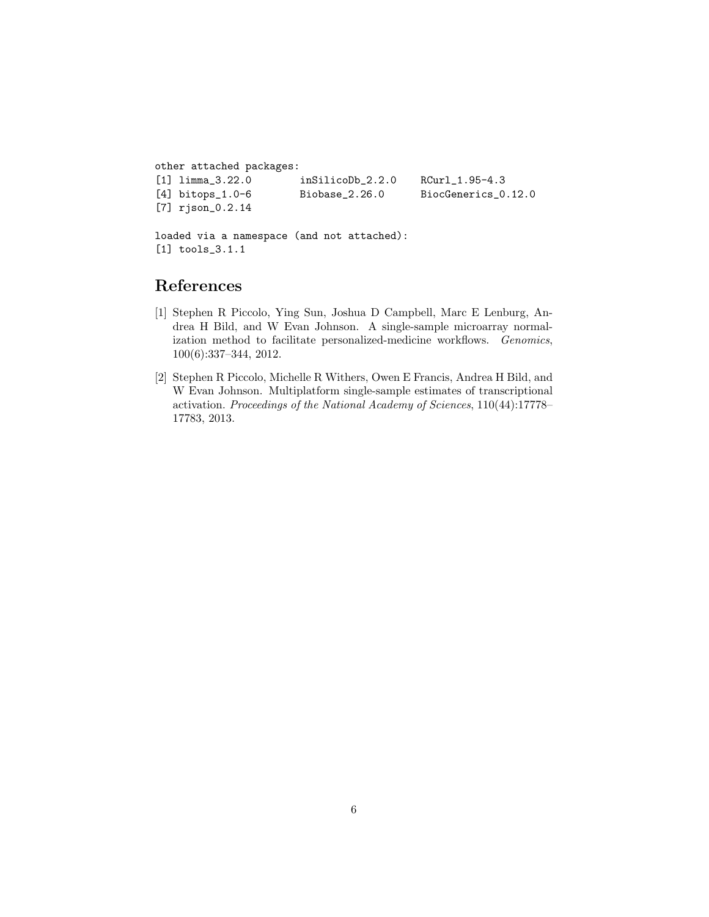```
other attached packages:
[1] limma_3.22.0       inSilicoDb_2.2.0    RCurl_1.95-4.3
[4] bitops_1.0-6       Biobase_2.26.0      BiocGenerics_0.12.0
[7] rjson_0.2.14

loaded via a namespace (and not attached):
[1] tools_3.1.1
```

## References

[1] Stephen R Piccolo, Ying Sun, Joshua D Campbell, Marc E Lenburg, Andrea H Bild, and W Evan Johnson. A single-sample microarray normalization method to facilitate personalized-medicine workflows. *Genomics*, 100(6):337–344, 2012.

[2] Stephen R Piccolo, Michelle R Withers, Owen E Francis, Andrea H Bild, and W Evan Johnson. Multiplatform single-sample estimates of transcriptional activation. *Proceedings of the National Academy of Sciences*, 110(44):17778–17783, 2013.